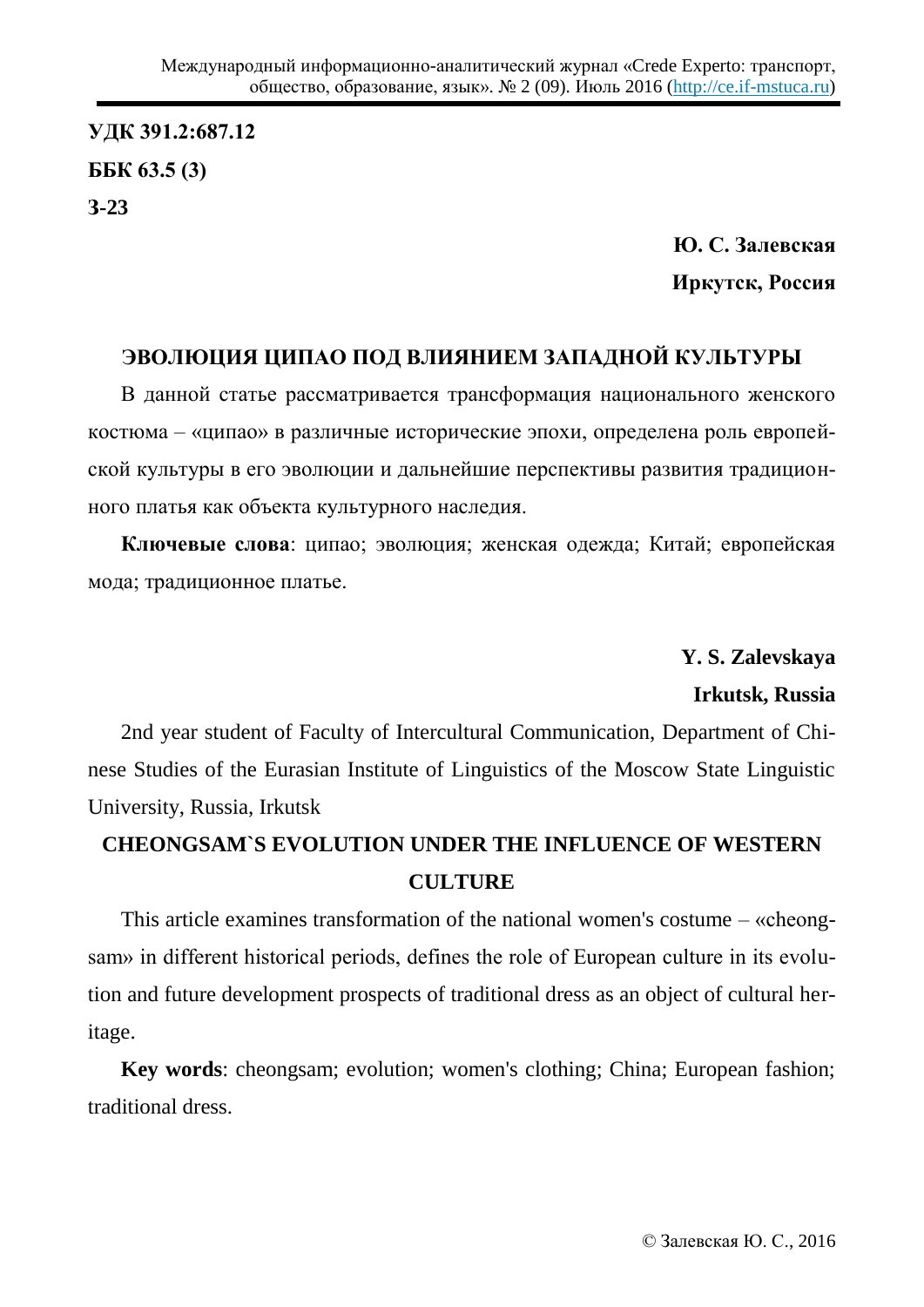**УДК 391.2:687.12**

**ББК 63.5 (3)**

**З-23**

**Ю. С. Залевская**

**Иркутск, Россия**

## ЭВОЛЮЦИЯ ЦИПАО ПОД ВЛИЯНИЕМ ЗАПАДНОЙ КУЛЬТУРЫ

В данной статье рассматривается трансформация национального женского костюма – «ципао» в различные исторические эпохи, определена роль европейской культуры в его эволюции и дальнейшие перспективы развития традиционного платья как объекта культурного наследия.

**Ключевые слова**: ципао; эволюция; женская одежда; Китай; европейская мода; традиционное платье.

**Y. S. Zalevskaya**

**Irkutsk, Russia**

2nd year student of Faculty of Intercultural Communication, Department of Chinese Studies of the Eurasian Institute of Linguistics of the Moscow State Linguistic University, Russia, Irkutsk

## CHEONGSAM`S EVOLUTION UNDER THE INFLUENCE OF WESTERN CULTURE

This article examines transformation of the national women's costume – «cheongsam» in different historical periods, defines the role of European culture in its evolution and future development prospects of traditional dress as an object of cultural heritage.

**Key words**: cheongsam; evolution; women's clothing; China; European fashion; traditional dress.

© Залевская Ю. С., 2016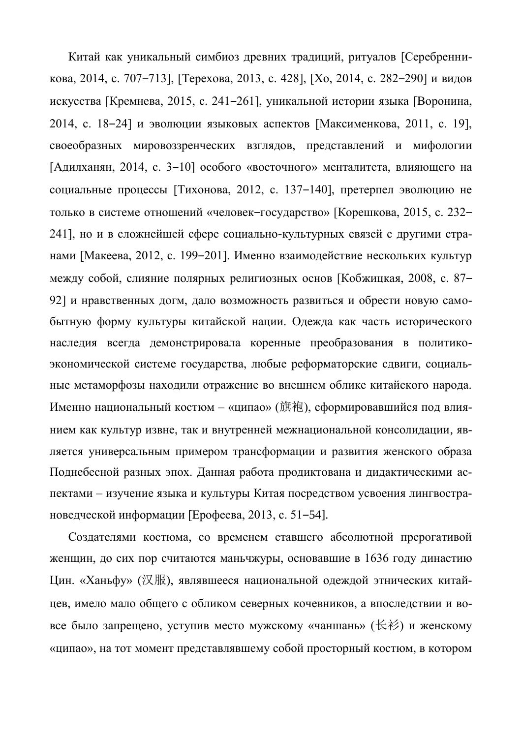Китай как уникальный симбиоз древних традиций, ритуалов [Серебренникова, 2014, с. 707–713], [Терехова, 2013, с. 428], [Хо, 2014, с. 282–290] и видов искусства [Кремнева, 2015, с. 241–261], уникальной истории языка [Воронина, 2014, с. 18–24] и эволюции языковых аспектов [Максименкова, 2011, с. 19], своеобразных мировоззренческих взглядов, представлений и мифологии [Адилханян, 2014, с. 3–10] особого «восточного» менталитета, влияющего на социальные процессы [Тихонова, 2012, с. 137–140], претерпел эволюцию не только в системе отношений «человек–государство» [Корешкова, 2015, с. 232–241], но и в сложнейшей сфере социально-культурных связей с другими странами [Макеева, 2012, с. 199–201]. Именно взаимодействие нескольких культур между собой, слияние полярных религиозных основ [Кобжицкая, 2008, с. 87–92] и нравственных догм, дало возможность развиться и обрести новую самобытную форму культуры китайской нации. Одежда как часть исторического наследия всегда демонстрировала коренные преобразования в политико-экономической системе государства, любые реформаторские сдвиги, социальные метаморфозы находили отражение во внешнем облике китайского народа. Именно национальный костюм – «ципао» (旗袍), сформировавшийся под влиянием как культур извне, так и внутренней межнациональной консолидации, является универсальным примером трансформации и развития женского образа Поднебесной разных эпох. Данная работа продиктована и дидактическими аспектами – изучение языка и культуры Китая посредством усвоения лингвострановедческой информации [Ерофеева, 2013, с. 51–54].

Создателями костюма, со временем ставшего абсолютной прерогативой женщин, до сих пор считаются маньчжуры, основавшие в 1636 году династию Цин. «Ханьфу» (汉服), являвшееся национальной одеждой этнических китайцев, имело мало общего с обликом северных кочевников, а впоследствии и вовсе было запрещено, уступив место мужскому «чаншань» (长衫) и женскому «ципао», на тот момент представлявшему собой просторный костюм, в котором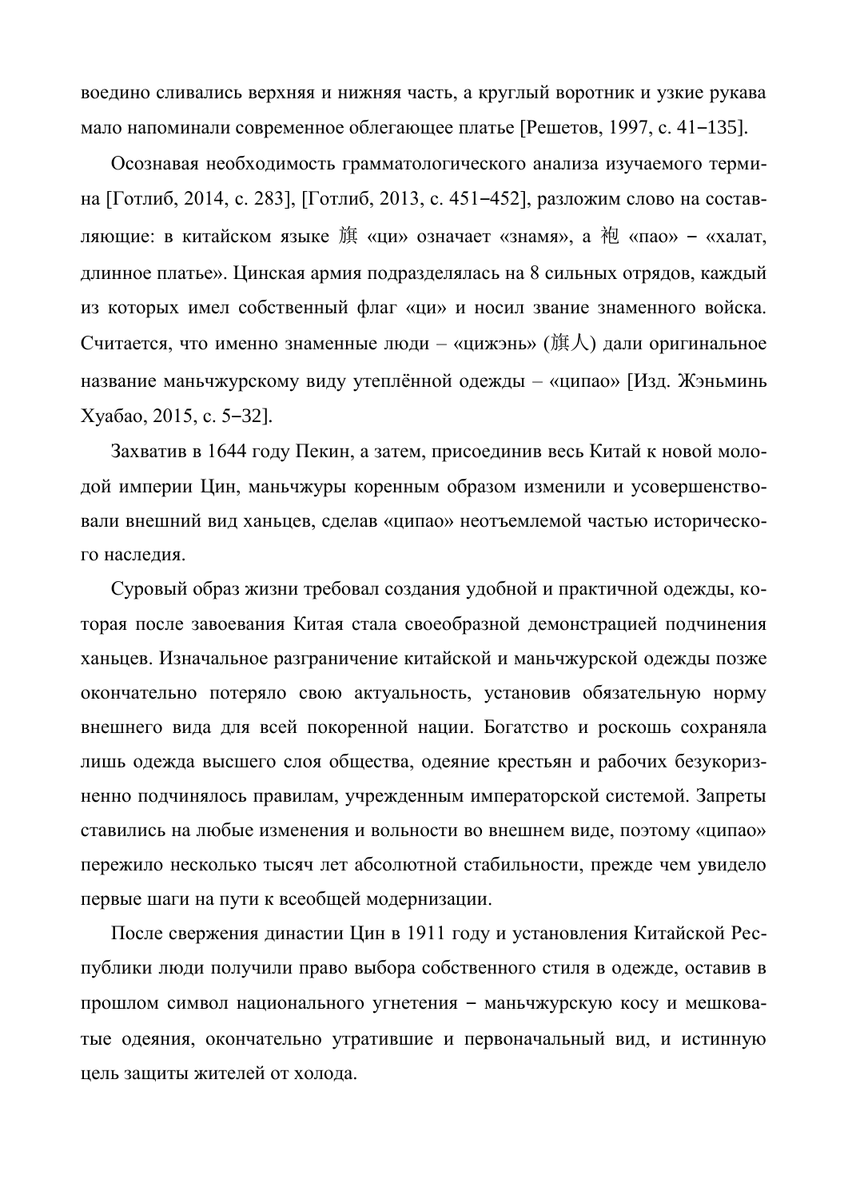воедино сливались верхняя и нижняя часть, а круглый воротник и узкие рукава мало напоминали современное облегающее платье [Решетов, 1997, с. 41–135].

Осознавая необходимость грамматологического анализа изучаемого термина [Готлиб, 2014, с. 283], [Готлиб, 2013, с. 451–452], разложим слово на составляющие: в китайском языке 旗 «ци» означает «знамя», а 袍 «пао» – «халат, длинное платье». Цинская армия подразделялась на 8 сильных отрядов, каждый из которых имел собственный флаг «ци» и носил звание знаменного войска. Считается, что именно знаменные люди – «цижэнь» (旗人) дали оригинальное название маньчжурскому виду утеплённой одежды – «ципао» [Изд. Жэньминь Хуабао, 2015, с. 5–32].

Захватив в 1644 году Пекин, а затем, присоединив весь Китай к новой молодой империи Цин, маньчжуры коренным образом изменили и усовершенствовали внешний вид ханьцев, сделав «ципао» неотъемлемой частью исторического наследия.

Суровый образ жизни требовал создания удобной и практичной одежды, которая после завоевания Китая стала своеобразной демонстрацией подчинения ханьцев. Изначальное разграничение китайской и маньчжурской одежды позже окончательно потеряло свою актуальность, установив обязательную норму внешнего вида для всей покоренной нации. Богатство и роскошь сохраняла лишь одежда высшего слоя общества, одеяние крестьян и рабочих безукоризненно подчинялось правилам, учрежденным императорской системой. Запреты ставились на любые изменения и вольности во внешнем виде, поэтому «ципао» пережило несколько тысяч лет абсолютной стабильности, прежде чем увидело первые шаги на пути к всеобщей модернизации.

После свержения династии Цин в 1911 году и установления Китайской Республики люди получили право выбора собственного стиля в одежде, оставив в прошлом символ национального угнетения – маньчжурскую косу и мешковатые одеяния, окончательно утратившие и первоначальный вид, и истинную цель защиты жителей от холода.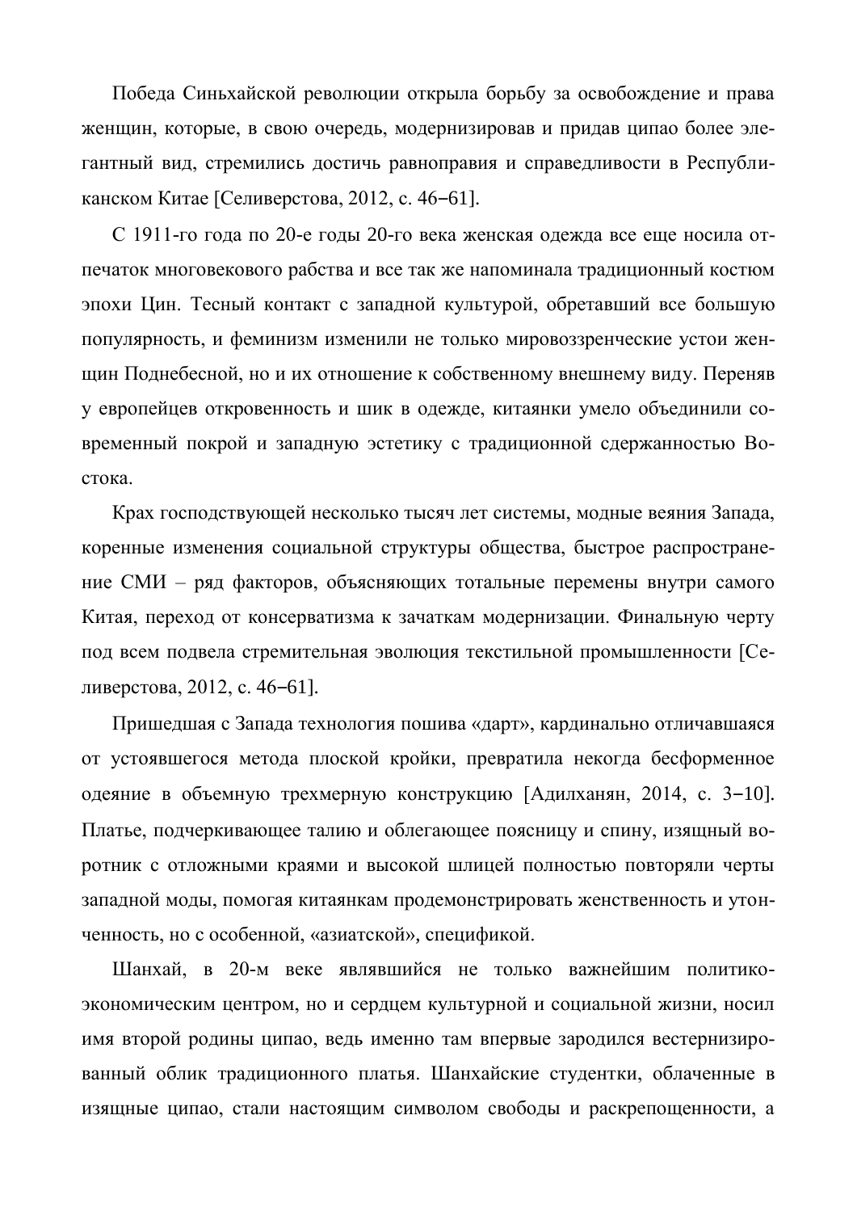Победа Синьхайской революции открыла борьбу за освобождение и права женщин, которые, в свою очередь, модернизировав и придав ципао более элегантный вид, стремились достичь равноправия и справедливости в Республиканском Китае [Селиверстова, 2012, с. 46–61].

С 1911-го года по 20-е годы 20-го века женская одежда все еще носила отпечаток многовекового рабства и все так же напоминала традиционный костюм эпохи Цин. Тесный контакт с западной культурой, обретавший все большую популярность, и феминизм изменили не только мировоззренческие устои женщин Поднебесной, но и их отношение к собственному внешнему виду. Переняв у европейцев откровенность и шик в одежде, китаянки умело объединили современный покрой и западную эстетику с традиционной сдержанностью Востока.

Крах господствующей несколько тысяч лет системы, модные веяния Запада, коренные изменения социальной структуры общества, быстрое распространение СМИ – ряд факторов, объясняющих тотальные перемены внутри самого Китая, переход от консерватизма к зачаткам модернизации. Финальную черту под всем подвела стремительная эволюция текстильной промышленности [Селиверстова, 2012, с. 46–61].

Пришедшая с Запада технология пошива «дарт», кардинально отличавшаяся от устоявшегося метода плоской кройки, превратила некогда бесформенное одеяние в объемную трехмерную конструкцию [Адилханян, 2014, с. 3–10]. Платье, подчеркивающее талию и облегающее поясницу и спину, изящный воротник с отложными краями и высокой шлицей полностью повторяли черты западной моды, помогая китаянкам продемонстрировать женственность и утонченность, но с особенной, «азиатской», спецификой.

Шанхай, в 20-м веке являвшийся не только важнейшим политико-экономическим центром, но и сердцем культурной и социальной жизни, носил имя второй родины ципао, ведь именно там впервые зародился вестернизированный облик традиционного платья. Шанхайские студентки, облаченные в изящные ципао, стали настоящим символом свободы и раскрепощенности, а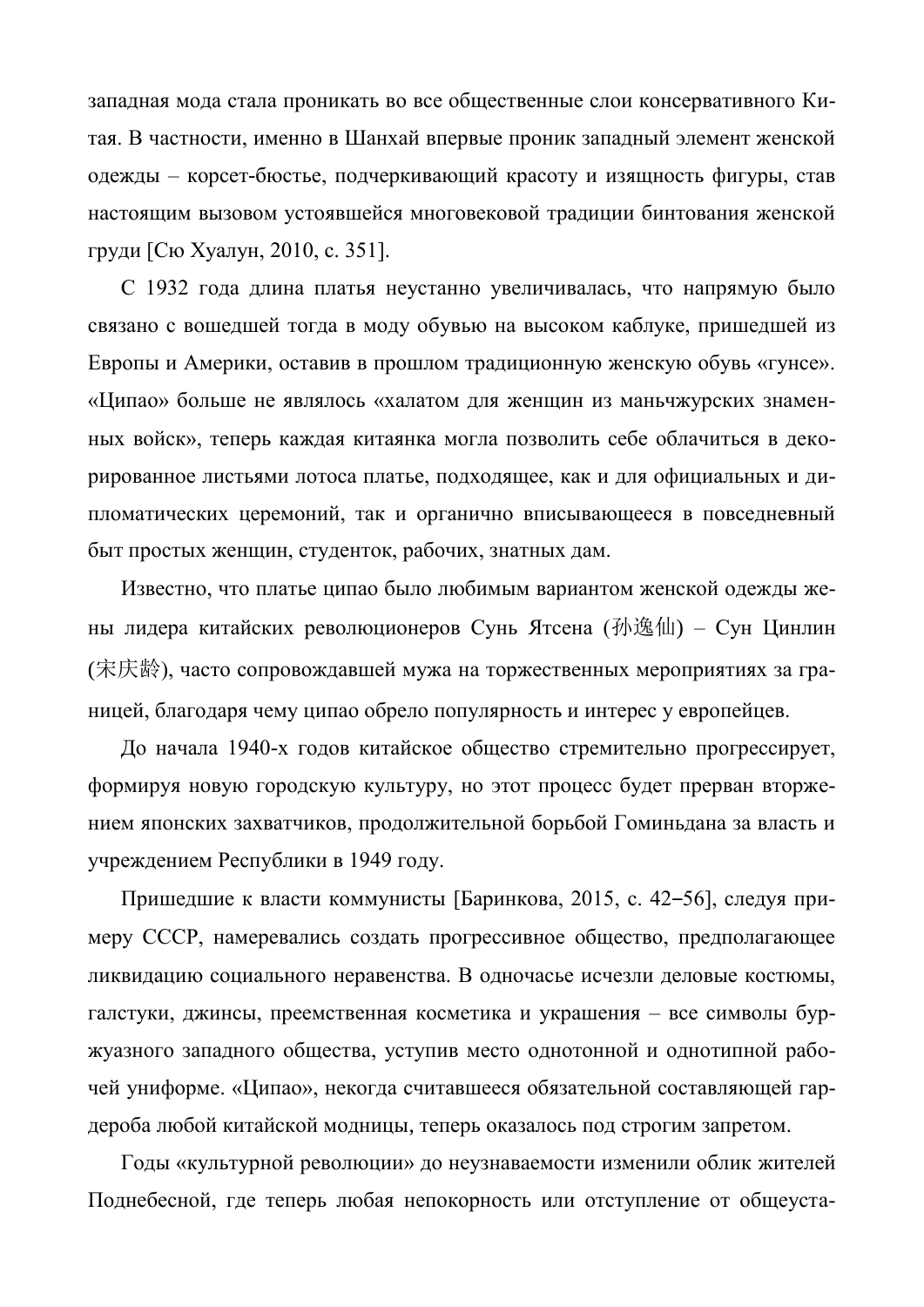западная мода стала проникать во все общественные слои консервативного Китая. В частности, именно в Шанхай впервые проник западный элемент женской одежды – корсет-бюстье, подчеркивающий красоту и изящность фигуры, став настоящим вызовом устоявшейся многовековой традиции бинтования женской груди [Сю Хуалун, 2010, с. 351].

С 1932 года длина платья неустанно увеличивалась, что напрямую было связано с вошедшей тогда в моду обувью на высоком каблуке, пришедшей из Европы и Америки, оставив в прошлом традиционную женскую обувь «гунсе». «Ципао» больше не являлось «халатом для женщин из маньчжурских знаменных войск», теперь каждая китаянка могла позволить себе облачиться в декорированное листьями лотоса платье, подходящее, как и для официальных и дипломатических церемоний, так и органично вписывающееся в повседневный быт простых женщин, студенток, рабочих, знатных дам.

Известно, что платье ципао было любимым вариантом женской одежды жены лидера китайских революционеров Сунь Ятсена (孙逸仙) – Сун Цинлин (宋庆龄), часто сопровождавшей мужа на торжественных мероприятиях за границей, благодаря чему ципао обрело популярность и интерес у европейцев.

До начала 1940-х годов китайское общество стремительно прогрессирует, формируя новую городскую культуру, но этот процесс будет прерван вторжением японских захватчиков, продолжительной борьбой Гоминьдана за власть и учреждением Республики в 1949 году.

Пришедшие к власти коммунисты [Баринкова, 2015, с. 42–56], следуя примеру СССР, намеревались создать прогрессивное общество, предполагающее ликвидацию социального неравенства. В одночасье исчезли деловые костюмы, галстуки, джинсы, преемственная косметика и украшения – все символы буржуазного западного общества, уступив место однотонной и однотипной рабочей униформе. «Ципао», некогда считавшееся обязательной составляющей гардероба любой китайской модницы, теперь оказалось под строгим запретом.

Годы «культурной революции» до неузнаваемости изменили облик жителей Поднебесной, где теперь любая непокорность или отступление от общеуста-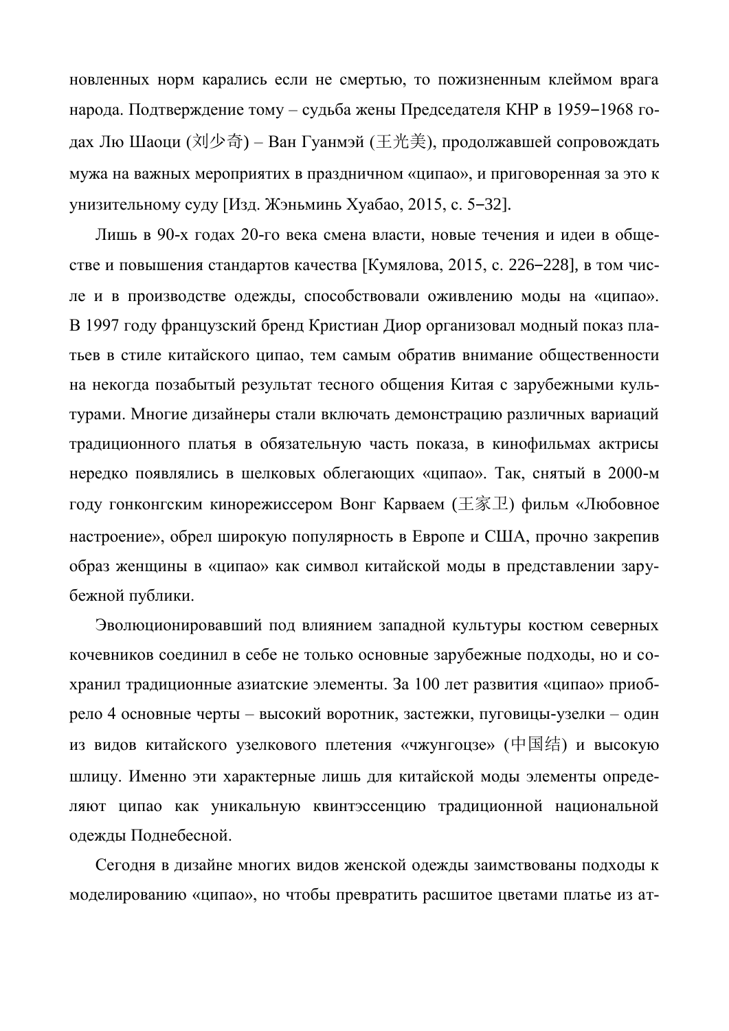новленных норм карались если не смертью, то пожизненным клеймом врага народа. Подтверждение тому – судьба жены Председателя КНР в 1959–1968 годах Лю Шаоци (刘少奇) – Ван Гуанмэй (王光美), продолжавшей сопровождать мужа на важных мероприятих в праздничном «ципао», и приговоренная за это к унизительному суду [Изд. Жэньминь Хуабао, 2015, с. 5–32].

Лишь в 90-х годах 20-го века смена власти, новые течения и идеи в обществе и повышения стандартов качества [Кумялова, 2015, с. 226–228], в том числе и в производстве одежды, способствовали оживлению моды на «ципао». В 1997 году французский бренд Кристиан Диор организовал модный показ платьев в стиле китайского ципао, тем самым обратив внимание общественности на некогда позабытый результат тесного общения Китая с зарубежными культурами. Многие дизайнеры стали включать демонстрацию различных вариаций традиционного платья в обязательную часть показа, в кинофильмах актрисы нередко появлялись в шелковых облегающих «ципао». Так, снятый в 2000-м году гонконгским кинорежиссером Вонг Карваем (王家卫) фильм «Любовное настроение», обрел широкую популярность в Европе и США, прочно закрепив образ женщины в «ципао» как символ китайской моды в представлении зарубежной публики.

Эволюционировавший под влиянием западной культуры костюм северных кочевников соединил в себе не только основные зарубежные подходы, но и сохранил традиционные азиатские элементы. За 100 лет развития «ципао» приобрело 4 основные черты – высокий воротник, застежки, пуговицы-узелки – один из видов китайского узелкового плетения «чжунгоцзе» (中国结) и высокую шлицу. Именно эти характерные лишь для китайской моды элементы определяют ципао как уникальную квинтэссенцию традиционной национальной одежды Поднебесной.

Сегодня в дизайне многих видов женской одежды заимствованы подходы к моделированию «ципао», но чтобы превратить расшитое цветами платье из ат-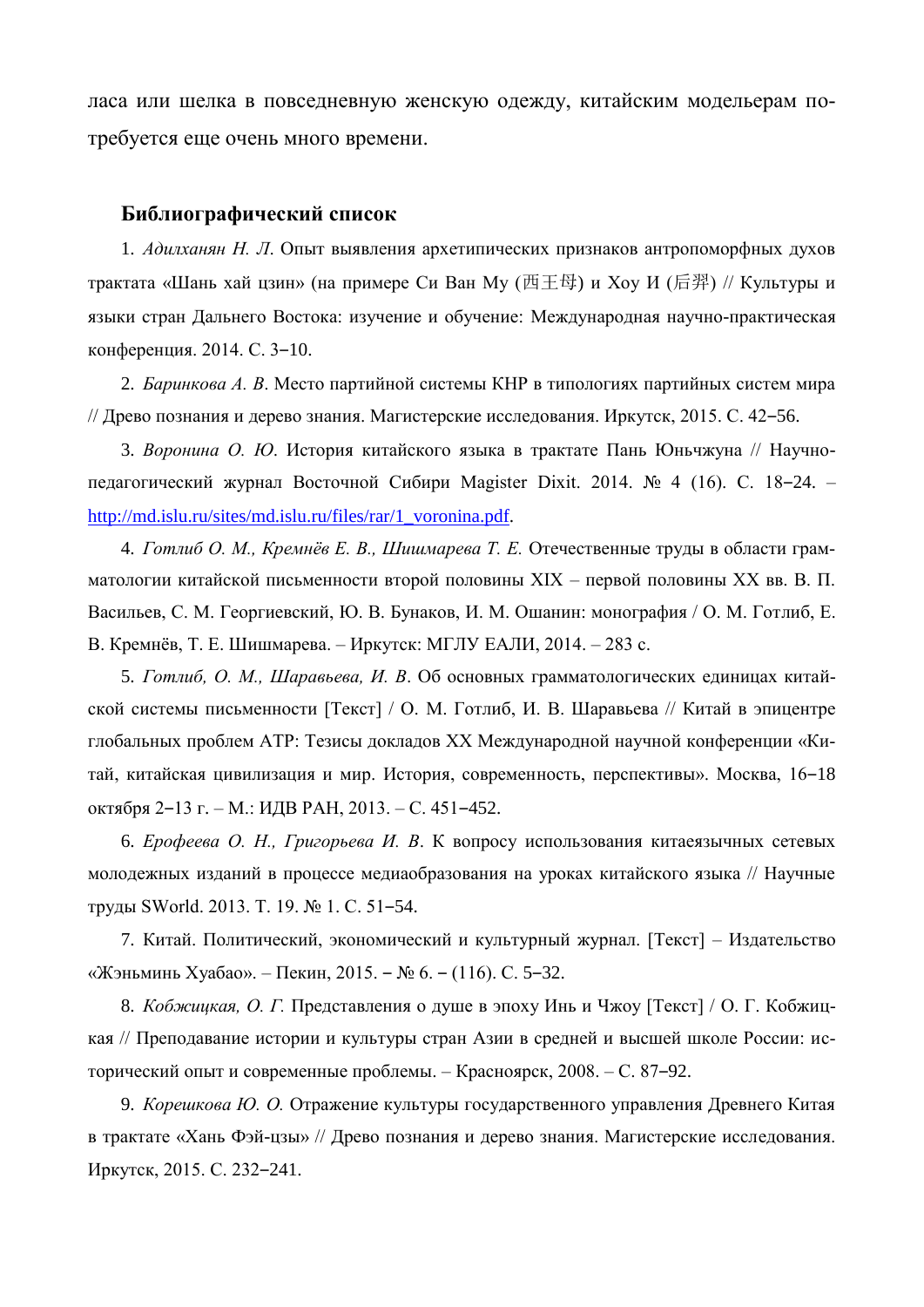ласа или шелка в повседневную женскую одежду, китайским модельерам потребуется еще очень много времени.

## Библиографический список

1. *Адилханян Н. Л.* Опыт выявления архетипических признаков антропоморфных духов трактата «Шань хай цзин» (на примере Си Ван Му (西王母) и Хоу И (后羿) // Культуры и языки стран Дальнего Востока: изучение и обучение: Международная научно-практическая конференция. 2014. С. 3–10.

2. *Баринкова А. В.* Место партийной системы КНР в типологиях партийных систем мира // Древо познания и дерево знания. Магистерские исследования. Иркутск, 2015. С. 42–56.

3. *Воронина О. Ю.* История китайского языка в трактате Пань Юньчжуна // Научно-педагогический журнал Восточной Сибири Magister Dixit. 2014. № 4 (16). С. 18–24. – http://md.islu.ru/sites/md.islu.ru/files/rar/1_voronina.pdf.

4. *Готлиб О. М., Кремнёв Е. В., Шишмарева Т. Е.* Отечественные труды в области грамматологии китайской письменности второй половины XIX – первой половины XX вв. В. П. Васильев, С. М. Георгиевский, Ю. В. Бунаков, И. М. Ошанин: монография / О. М. Готлиб, Е. В. Кремнёв, Т. Е. Шишмарева. – Иркутск: МГЛУ ЕАЛИ, 2014. – 283 с.

5. *Готлиб, О. М., Шаравьева, И. В.* Об основных грамматологических единицах китайской системы письменности [Текст] / О. М. Готлиб, И. В. Шаравьева // Китай в эпицентре глобальных проблем АТР: Тезисы докладов XX Международной научной конференции «Китай, китайская цивилизация и мир. История, современность, перспективы». Москва, 16–18 октября 2–13 г. – М.: ИДВ РАН, 2013. – С. 451–452.

6. *Ерофеева О. Н., Григорьева И. В.* К вопросу использования китаеязычных сетевых молодежных изданий в процессе медиаобразования на уроках китайского языка // Научные труды SWorld. 2013. Т. 19. № 1. С. 51–54.

7. Китай. Политический, экономический и культурный журнал. [Текст] – Издательство «Жэньминь Хуабао». – Пекин, 2015. – № 6. – (116). С. 5–32.

8. *Кобжицкая, О. Г.* Представления о душе в эпоху Инь и Чжоу [Текст] / О. Г. Кобжицкая // Преподавание истории и культуры стран Азии в средней и высшей школе России: исторический опыт и современные проблемы. – Красноярск, 2008. – С. 87–92.

9. *Корешкова Ю. О.* Отражение культуры государственного управления Древнего Китая в трактате «Хань Фэй-цзы» // Древо познания и дерево знания. Магистерские исследования. Иркутск, 2015. С. 232–241.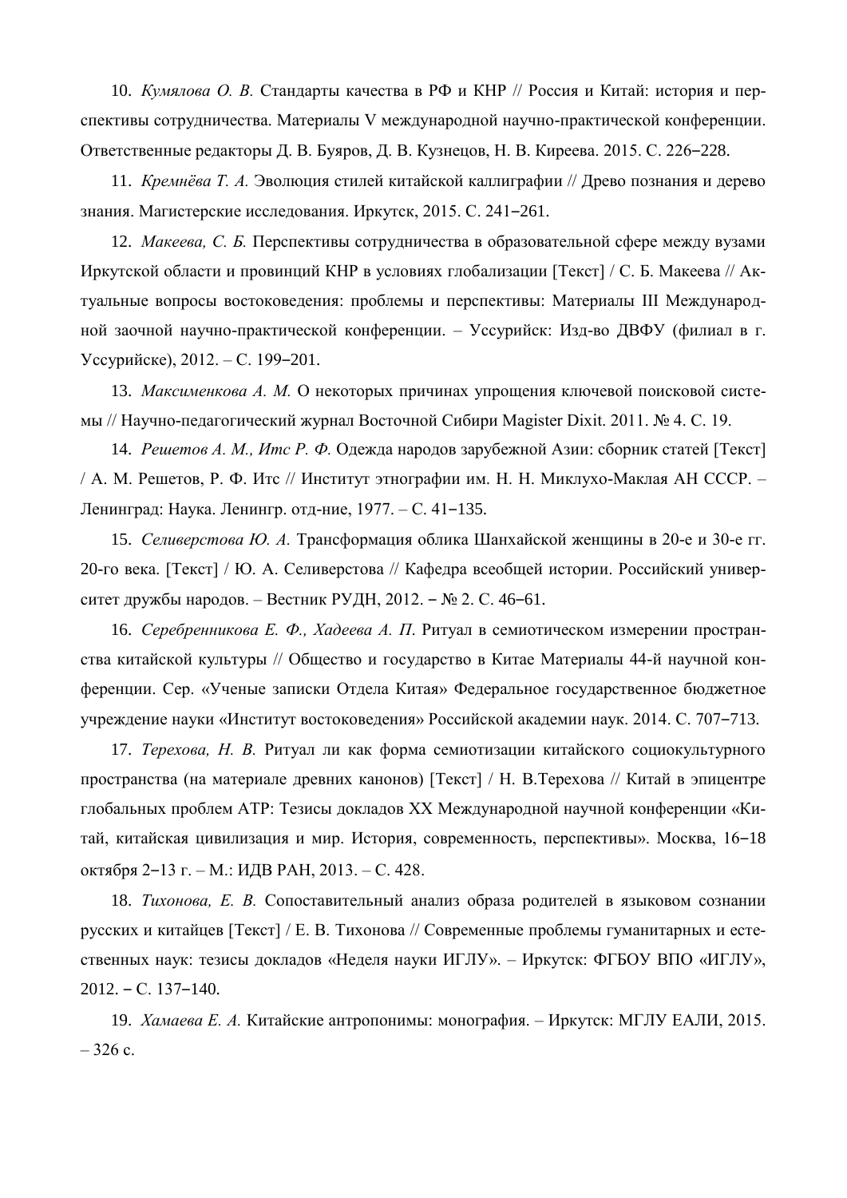10. *Кумялова О. В.* Стандарты качества в РФ и КНР // Россия и Китай: история и перспективы сотрудничества. Материалы V международной научно-практической конференции. Ответственные редакторы Д. В. Буяров, Д. В. Кузнецов, Н. В. Киреева. 2015. С. 226–228.

11. *Кремнёва Т. А.* Эволюция стилей китайской каллиграфии // Древо познания и дерево знания. Магистерские исследования. Иркутск, 2015. С. 241–261.

12. *Макеева, С. Б.* Перспективы сотрудничества в образовательной сфере между вузами Иркутской области и провинций КНР в условиях глобализации [Текст] / С. Б. Макеева // Актуальные вопросы востоковедения: проблемы и перспективы: Материалы III Международной заочной научно-практической конференции. – Уссурийск: Изд-во ДВФУ (филиал в г. Уссурийске), 2012. – С. 199–201.

13. *Максименкова А. М.* О некоторых причинах упрощения ключевой поисковой системы // Научно-педагогический журнал Восточной Сибири Magister Dixit. 2011. № 4. С. 19.

14. *Решетов А. М., Итс Р. Ф.* Одежда народов зарубежной Азии: сборник статей [Текст] / А. М. Решетов, Р. Ф. Итс // Институт этнографии им. Н. Н. Миклухо-Маклая АН СССР. – Ленинград: Наука. Ленингр. отд-ние, 1977. – С. 41–135.

15. *Селиверстова Ю. А.* Трансформация облика Шанхайской женщины в 20-е и 30-е гг. 20-го века. [Текст] / Ю. А. Селиверстова // Кафедра всеобщей истории. Российский университет дружбы народов. – Вестник РУДН, 2012. – № 2. С. 46–61.

16. *Серебренникова Е. Ф., Хадеева А. П.* Ритуал в семиотическом измерении пространства китайской культуры // Общество и государство в Китае Материалы 44-й научной конференции. Сер. «Ученые записки Отдела Китая» Федеральное государственное бюджетное учреждение науки «Институт востоковедения» Российской академии наук. 2014. С. 707–713.

17. *Терехова, Н. В.* Ритуал ли как форма семиотизации китайского социокультурного пространства (на материале древних канонов) [Текст] / Н. В.Терехова // Китай в эпицентре глобальных проблем АТР: Тезисы докладов XX Международной научной конференции «Китай, китайская цивилизация и мир. История, современность, перспективы». Москва, 16–18 октября 2–13 г. – М.: ИДВ РАН, 2013. – С. 428.

18. *Тихонова, Е. В.* Сопоставительный анализ образа родителей в языковом сознании русских и китайцев [Текст] / Е. В. Тихонова // Современные проблемы гуманитарных и естественных наук: тезисы докладов «Неделя науки ИГЛУ». – Иркутск: ФГБОУ ВПО «ИГЛУ», 2012. – С. 137–140.

19. *Хамаева Е. А.* Китайские антропонимы: монография. – Иркутск: МГЛУ ЕАЛИ, 2015. – 326 с.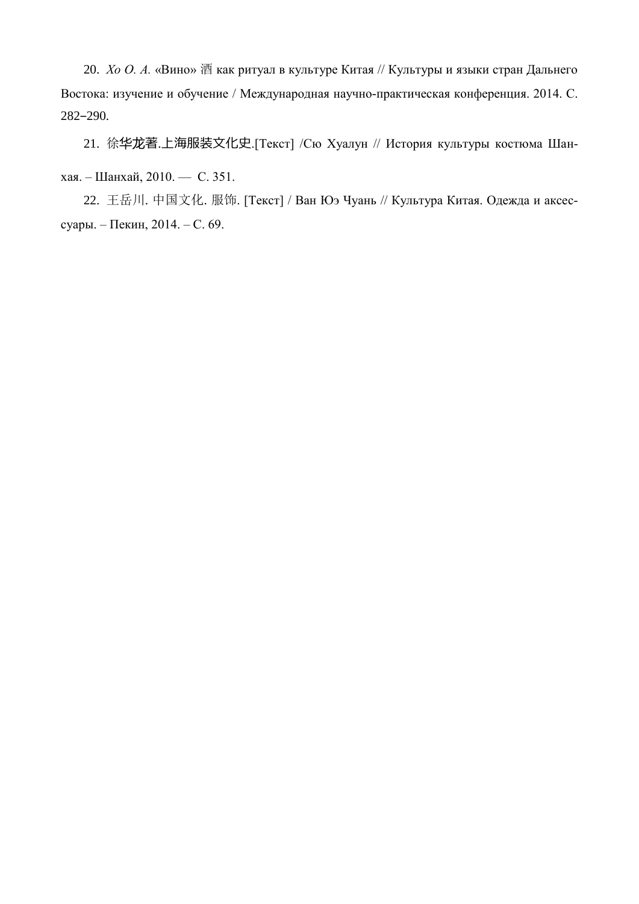20. *Хо О. А.* «Вино» 酒 как ритуал в культуре Китая // Культуры и языки стран Дальнего Востока: изучение и обучение / Международная научно-практическая конференция. 2014. С. 282‒290.

21. 徐华龙著.上海服装文化史.[Текст] /Сю Хуалун // История культуры костюма Шанхая. – Шанхай, 2010. — С. 351.

22. 王岳川. 中国文化. 服饰. [Текст] / Ван Юэ Чуань // Культура Китая. Одежда и аксессуары. – Пекин, 2014. – С. 69.